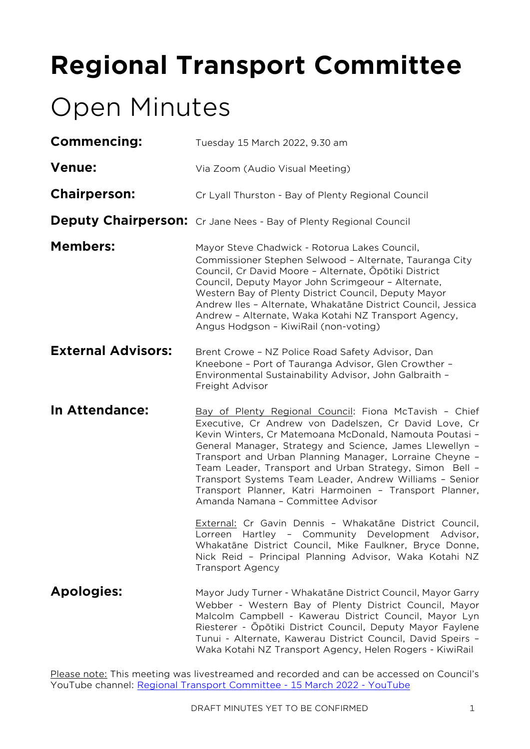# Regional Transport Committee

# Open Minutes

**Commencing:** Tuesday 15 March 2022, 9.30 am

**Venue:** Via Zoom (Audio Visual Meeting)

**Chairperson:** Cr Lyall Thurston - Bay of Plenty Regional Council

**Deputy Chairperson:** Cr Jane Nees - Bay of Plenty Regional Council

**Members:** Mayor Steve Chadwick - Rotorua Lakes Council, Commissioner Stephen Selwood – Alternate, Tauranga City Council, Cr David Moore – Alternate, Ōpōtiki District Council, Deputy Mayor John Scrimgeour – Alternate, Western Bay of Plenty District Council, Deputy Mayor Andrew Iles – Alternate, Whakatāne District Council, Jessica Andrew – Alternate, Waka Kotahi NZ Transport Agency, Angus Hodgson – KiwiRail (non-voting)

**External Advisors:** Brent Crowe – NZ Police Road Safety Advisor, Dan Kneebone – Port of Tauranga Advisor, Glen Crowther – Environmental Sustainability Advisor, John Galbraith – Freight Advisor

**In Attendance:** Bay of Plenty Regional Council: Fiona McTavish – Chief Executive, Cr Andrew von Dadelszen, Cr David Love, Cr Kevin Winters, Cr Matemoana McDonald, Namouta Poutasi – General Manager, Strategy and Science, James Llewellyn – Transport and Urban Planning Manager, Lorraine Cheyne – Team Leader, Transport and Urban Strategy, Simon Bell – Transport Systems Team Leader, Andrew Williams – Senior Transport Planner, Katri Harmoinen – Transport Planner, Amanda Namana – Committee Advisor

External: Cr Gavin Dennis – Whakatāne District Council, Lorreen Hartley – Community Development Advisor, Whakatāne District Council, Mike Faulkner, Bryce Donne, Nick Reid – Principal Planning Advisor, Waka Kotahi NZ Transport Agency

**Apologies:** Mayor Judy Turner - Whakatāne District Council, Mayor Garry Webber - Western Bay of Plenty District Council, Mayor Malcolm Campbell - Kawerau District Council, Mayor Lyn Riesterer - Ōpōtiki District Council, Deputy Mayor Faylene Tunui - Alternate, Kawerau District Council, David Speirs – Waka Kotahi NZ Transport Agency, Helen Rogers - KiwiRail

Please note: This meeting was livestreamed and recorded and can be accessed on Council's YouTube channel: Regional Transport Committee - 15 March 2022 - YouTube

DRAFT MINUTES YET TO BE CONFIRMED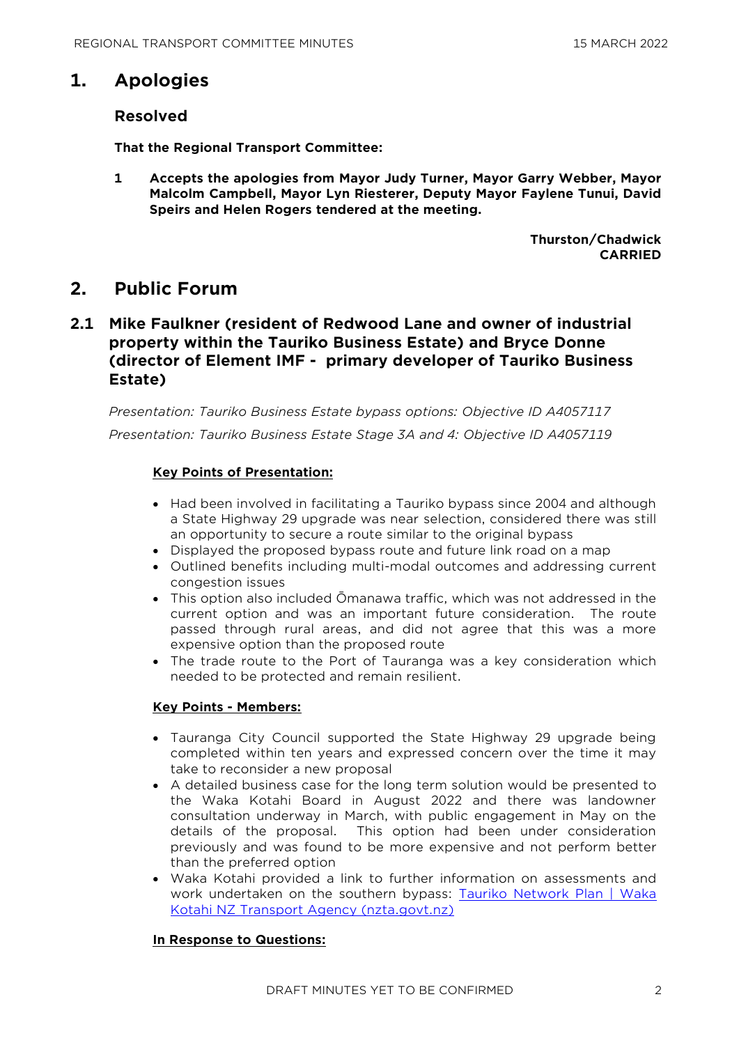## 1. Apologies

### Resolved

**That the Regional Transport Committee:**

**1 Accepts the apologies from Mayor Judy Turner, Mayor Garry Webber, Mayor Malcolm Campbell, Mayor Lyn Riesterer, Deputy Mayor Faylene Tunui, David Speirs and Helen Rogers tendered at the meeting.**

**Thurston/Chadwick**
**CARRIED**

## 2. Public Forum

### 2.1 Mike Faulkner (resident of Redwood Lane and owner of industrial property within the Tauriko Business Estate) and Bryce Donne (director of Element IMF - primary developer of Tauriko Business Estate)

*Presentation: Tauriko Business Estate bypass options: Objective ID A4057117*

*Presentation: Tauriko Business Estate Stage 3A and 4: Objective ID A4057119*

**Key Points of Presentation:**

- Had been involved in facilitating a Tauriko bypass since 2004 and although a State Highway 29 upgrade was near selection, considered there was still an opportunity to secure a route similar to the original bypass
- Displayed the proposed bypass route and future link road on a map
- Outlined benefits including multi-modal outcomes and addressing current congestion issues
- This option also included Ōmanawa traffic, which was not addressed in the current option and was an important future consideration. The route passed through rural areas, and did not agree that this was a more expensive option than the proposed route
- The trade route to the Port of Tauranga was a key consideration which needed to be protected and remain resilient.

**Key Points - Members:**

- Tauranga City Council supported the State Highway 29 upgrade being completed within ten years and expressed concern over the time it may take to reconsider a new proposal
- A detailed business case for the long term solution would be presented to the Waka Kotahi Board in August 2022 and there was landowner consultation underway in March, with public engagement in May on the details of the proposal. This option had been under consideration previously and was found to be more expensive and not perform better than the preferred option
- Waka Kotahi provided a link to further information on assessments and work undertaken on the southern bypass: [Tauriko Network Plan | Waka Kotahi NZ Transport Agency (nzta.govt.nz)]

**In Response to Questions:**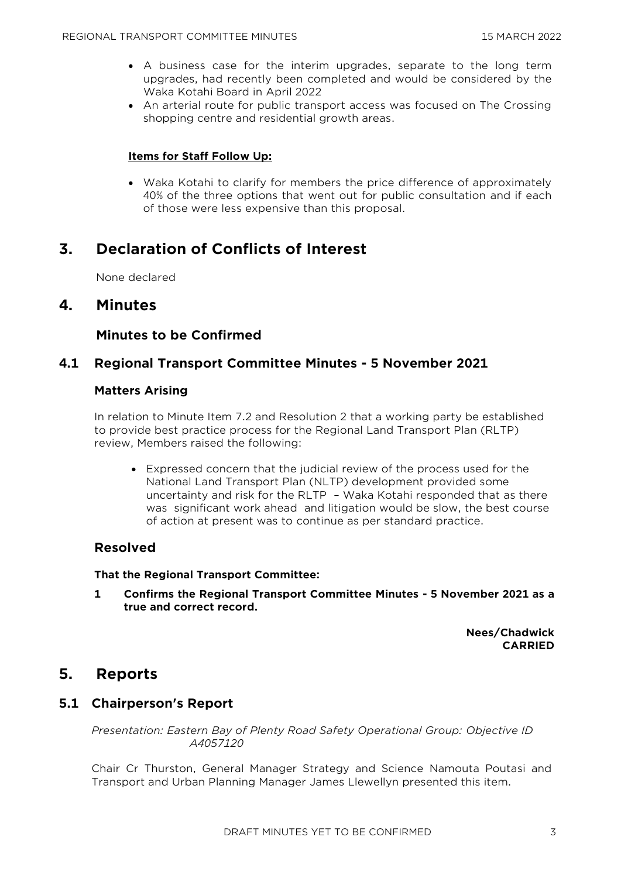- A business case for the interim upgrades, separate to the long term upgrades, had recently been completed and would be considered by the Waka Kotahi Board in April 2022
- An arterial route for public transport access was focused on The Crossing shopping centre and residential growth areas.

**Items for Staff Follow Up:**

- Waka Kotahi to clarify for members the price difference of approximately 40% of the three options that went out for public consultation and if each of those were less expensive than this proposal.

# 3. Declaration of Conflicts of Interest

None declared

# 4. Minutes

## Minutes to be Confirmed

## 4.1 Regional Transport Committee Minutes - 5 November 2021

### Matters Arising

In relation to Minute Item 7.2 and Resolution 2 that a working party be established to provide best practice process for the Regional Land Transport Plan (RLTP) review, Members raised the following:

- Expressed concern that the judicial review of the process used for the National Land Transport Plan (NLTP) development provided some uncertainty and risk for the RLTP – Waka Kotahi responded that as there was significant work ahead and litigation would be slow, the best course of action at present was to continue as per standard practice.

### Resolved

**That the Regional Transport Committee:**

**1 Confirms the Regional Transport Committee Minutes - 5 November 2021 as a true and correct record.**

**Nees/Chadwick**
**CARRIED**

# 5. Reports

## 5.1 Chairperson's Report

*Presentation: Eastern Bay of Plenty Road Safety Operational Group: Objective ID A4057120*

Chair Cr Thurston, General Manager Strategy and Science Namouta Poutasi and Transport and Urban Planning Manager James Llewellyn presented this item.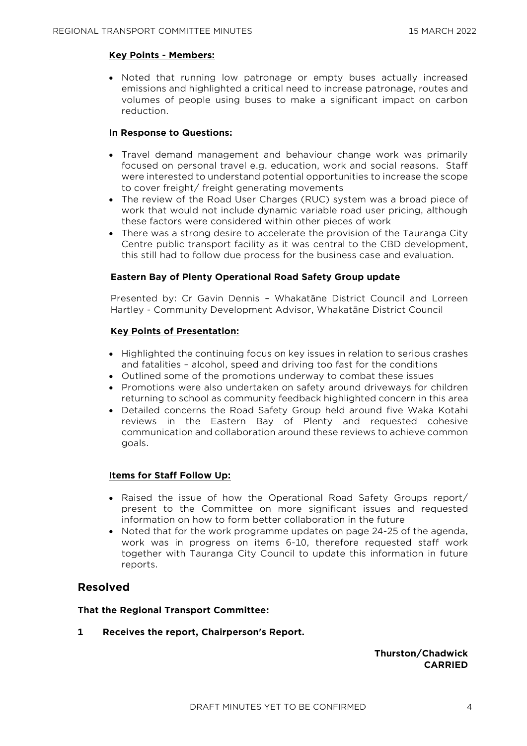**Key Points - Members:**

- Noted that running low patronage or empty buses actually increased emissions and highlighted a critical need to increase patronage, routes and volumes of people using buses to make a significant impact on carbon reduction.

**In Response to Questions:**

- Travel demand management and behaviour change work was primarily focused on personal travel e.g. education, work and social reasons. Staff were interested to understand potential opportunities to increase the scope to cover freight/ freight generating movements
- The review of the Road User Charges (RUC) system was a broad piece of work that would not include dynamic variable road user pricing, although these factors were considered within other pieces of work
- There was a strong desire to accelerate the provision of the Tauranga City Centre public transport facility as it was central to the CBD development, this still had to follow due process for the business case and evaluation.

**Eastern Bay of Plenty Operational Road Safety Group update**

Presented by: Cr Gavin Dennis – Whakatāne District Council and Lorreen Hartley - Community Development Advisor, Whakatāne District Council

**Key Points of Presentation:**

- Highlighted the continuing focus on key issues in relation to serious crashes and fatalities – alcohol, speed and driving too fast for the conditions
- Outlined some of the promotions underway to combat these issues
- Promotions were also undertaken on safety around driveways for children returning to school as community feedback highlighted concern in this area
- Detailed concerns the Road Safety Group held around five Waka Kotahi reviews in the Eastern Bay of Plenty and requested cohesive communication and collaboration around these reviews to achieve common goals.

**Items for Staff Follow Up:**

- Raised the issue of how the Operational Road Safety Groups report/ present to the Committee on more significant issues and requested information on how to form better collaboration in the future
- Noted that for the work programme updates on page 24-25 of the agenda, work was in progress on items 6-10, therefore requested staff work together with Tauranga City Council to update this information in future reports.

## Resolved

**That the Regional Transport Committee:**

**1 Receives the report, Chairperson's Report.**

**Thurston/Chadwick**
**CARRIED**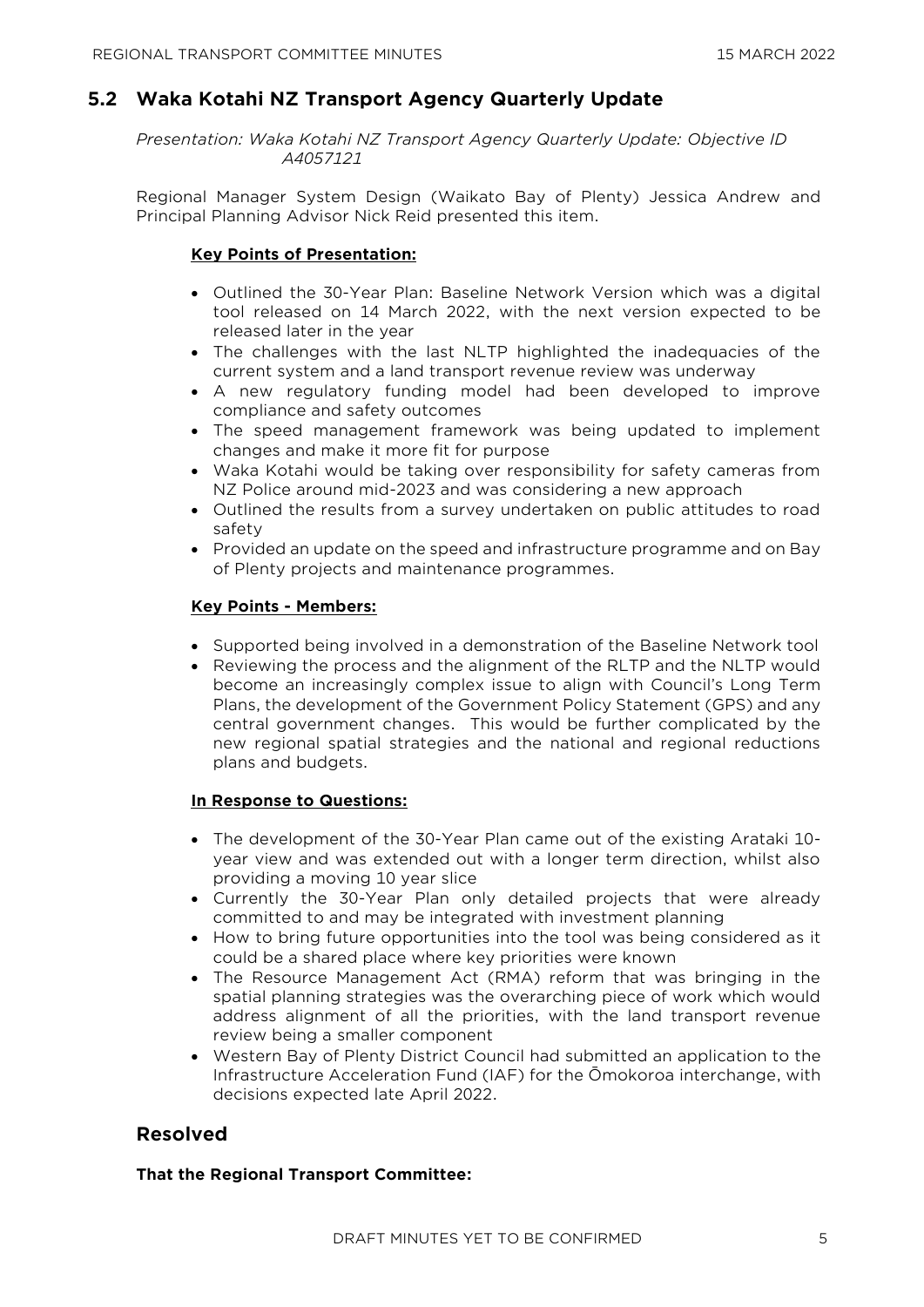## 5.2 Waka Kotahi NZ Transport Agency Quarterly Update

*Presentation: Waka Kotahi NZ Transport Agency Quarterly Update: Objective ID A4057121*

Regional Manager System Design (Waikato Bay of Plenty) Jessica Andrew and Principal Planning Advisor Nick Reid presented this item.

**Key Points of Presentation:**

- Outlined the 30-Year Plan: Baseline Network Version which was a digital tool released on 14 March 2022, with the next version expected to be released later in the year
- The challenges with the last NLTP highlighted the inadequacies of the current system and a land transport revenue review was underway
- A new regulatory funding model had been developed to improve compliance and safety outcomes
- The speed management framework was being updated to implement changes and make it more fit for purpose
- Waka Kotahi would be taking over responsibility for safety cameras from NZ Police around mid-2023 and was considering a new approach
- Outlined the results from a survey undertaken on public attitudes to road safety
- Provided an update on the speed and infrastructure programme and on Bay of Plenty projects and maintenance programmes.

**Key Points - Members:**

- Supported being involved in a demonstration of the Baseline Network tool
- Reviewing the process and the alignment of the RLTP and the NLTP would become an increasingly complex issue to align with Council's Long Term Plans, the development of the Government Policy Statement (GPS) and any central government changes. This would be further complicated by the new regional spatial strategies and the national and regional reductions plans and budgets.

**In Response to Questions:**

- The development of the 30-Year Plan came out of the existing Arataki 10-year view and was extended out with a longer term direction, whilst also providing a moving 10 year slice
- Currently the 30-Year Plan only detailed projects that were already committed to and may be integrated with investment planning
- How to bring future opportunities into the tool was being considered as it could be a shared place where key priorities were known
- The Resource Management Act (RMA) reform that was bringing in the spatial planning strategies was the overarching piece of work which would address alignment of all the priorities, with the land transport revenue review being a smaller component
- Western Bay of Plenty District Council had submitted an application to the Infrastructure Acceleration Fund (IAF) for the Ōmokoroa interchange, with decisions expected late April 2022.

## Resolved

**That the Regional Transport Committee:**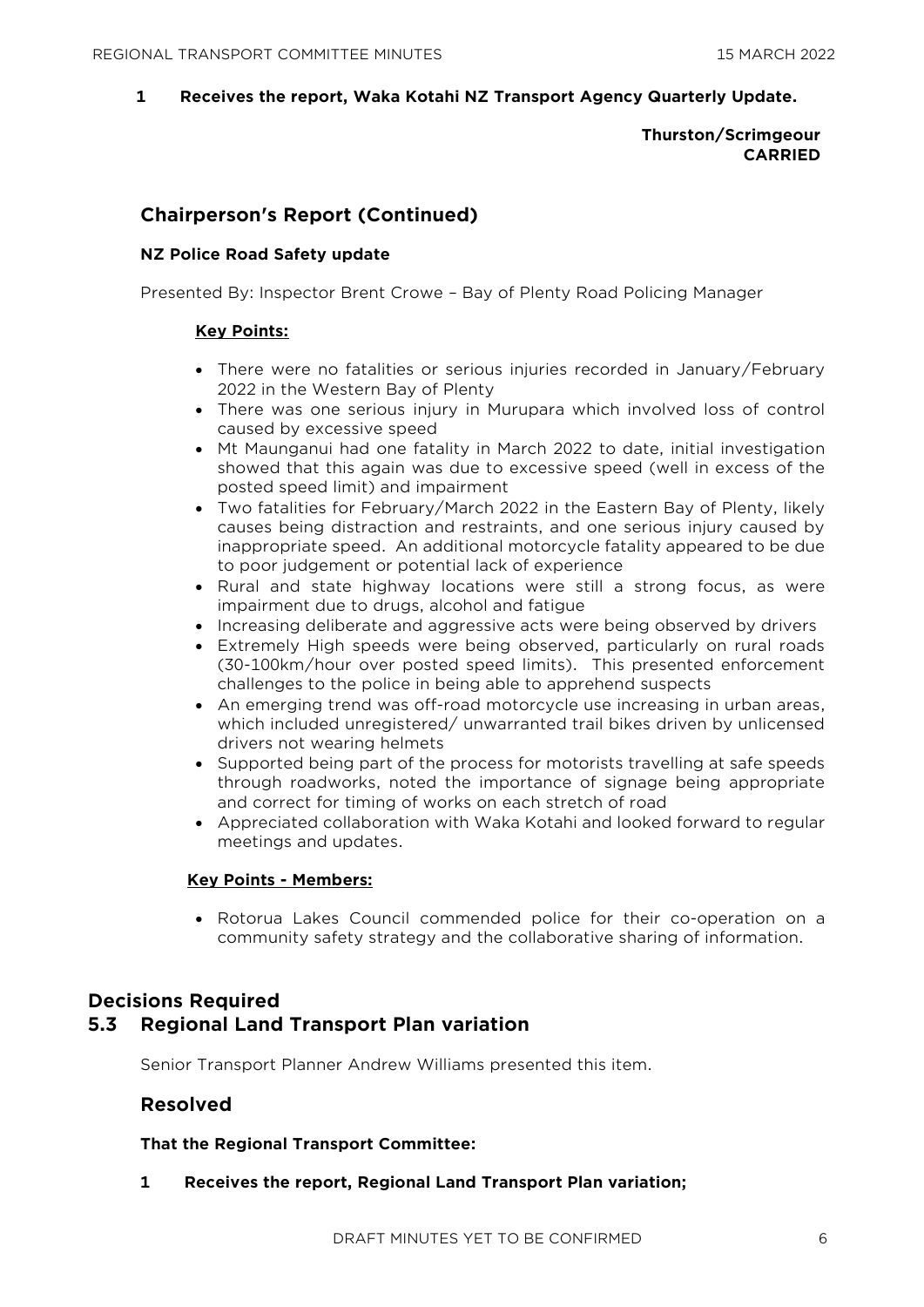**1 Receives the report, Waka Kotahi NZ Transport Agency Quarterly Update.**

**Thurston/Scrimgeour**
**CARRIED**

## Chairperson's Report (Continued)

### NZ Police Road Safety update

Presented By: Inspector Brent Crowe – Bay of Plenty Road Policing Manager

**Key Points:**

- There were no fatalities or serious injuries recorded in January/February 2022 in the Western Bay of Plenty
- There was one serious injury in Murupara which involved loss of control caused by excessive speed
- Mt Maunganui had one fatality in March 2022 to date, initial investigation showed that this again was due to excessive speed (well in excess of the posted speed limit) and impairment
- Two fatalities for February/March 2022 in the Eastern Bay of Plenty, likely causes being distraction and restraints, and one serious injury caused by inappropriate speed. An additional motorcycle fatality appeared to be due to poor judgement or potential lack of experience
- Rural and state highway locations were still a strong focus, as were impairment due to drugs, alcohol and fatigue
- Increasing deliberate and aggressive acts were being observed by drivers
- Extremely High speeds were being observed, particularly on rural roads (30-100km/hour over posted speed limits). This presented enforcement challenges to the police in being able to apprehend suspects
- An emerging trend was off-road motorcycle use increasing in urban areas, which included unregistered/ unwarranted trail bikes driven by unlicensed drivers not wearing helmets
- Supported being part of the process for motorists travelling at safe speeds through roadworks, noted the importance of signage being appropriate and correct for timing of works on each stretch of road
- Appreciated collaboration with Waka Kotahi and looked forward to regular meetings and updates.

**Key Points - Members:**

- Rotorua Lakes Council commended police for their co-operation on a community safety strategy and the collaborative sharing of information.

# Decisions Required

## 5.3 Regional Land Transport Plan variation

Senior Transport Planner Andrew Williams presented this item.

## Resolved

**That the Regional Transport Committee:**

**1 Receives the report, Regional Land Transport Plan variation;**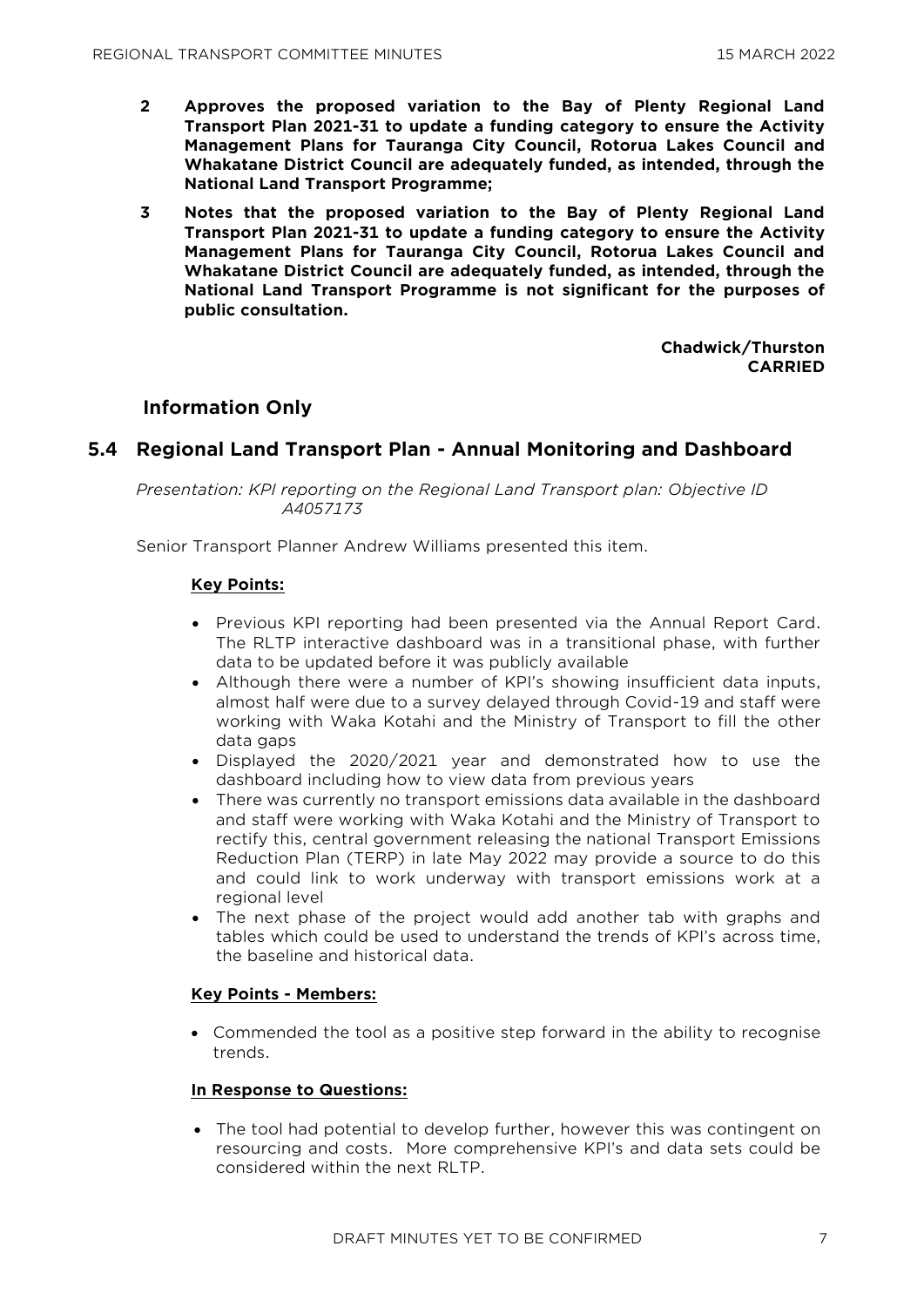2. **Approves the proposed variation to the Bay of Plenty Regional Land Transport Plan 2021-31 to update a funding category to ensure the Activity Management Plans for Tauranga City Council, Rotorua Lakes Council and Whakatane District Council are adequately funded, as intended, through the National Land Transport Programme;**
3. **Notes that the proposed variation to the Bay of Plenty Regional Land Transport Plan 2021-31 to update a funding category to ensure the Activity Management Plans for Tauranga City Council, Rotorua Lakes Council and Whakatane District Council are adequately funded, as intended, through the National Land Transport Programme is not significant for the purposes of public consultation.**

**Chadwick/Thurston**
**CARRIED**

## Information Only

## 5.4 Regional Land Transport Plan - Annual Monitoring and Dashboard

*Presentation: KPI reporting on the Regional Land Transport plan: Objective ID A4057173*

Senior Transport Planner Andrew Williams presented this item.

**Key Points:**

- Previous KPI reporting had been presented via the Annual Report Card. The RLTP interactive dashboard was in a transitional phase, with further data to be updated before it was publicly available
- Although there were a number of KPI's showing insufficient data inputs, almost half were due to a survey delayed through Covid-19 and staff were working with Waka Kotahi and the Ministry of Transport to fill the other data gaps
- Displayed the 2020/2021 year and demonstrated how to use the dashboard including how to view data from previous years
- There was currently no transport emissions data available in the dashboard and staff were working with Waka Kotahi and the Ministry of Transport to rectify this, central government releasing the national Transport Emissions Reduction Plan (TERP) in late May 2022 may provide a source to do this and could link to work underway with transport emissions work at a regional level
- The next phase of the project would add another tab with graphs and tables which could be used to understand the trends of KPI's across time, the baseline and historical data.

**Key Points - Members:**

- Commended the tool as a positive step forward in the ability to recognise trends.

**In Response to Questions:**

- The tool had potential to develop further, however this was contingent on resourcing and costs. More comprehensive KPI's and data sets could be considered within the next RLTP.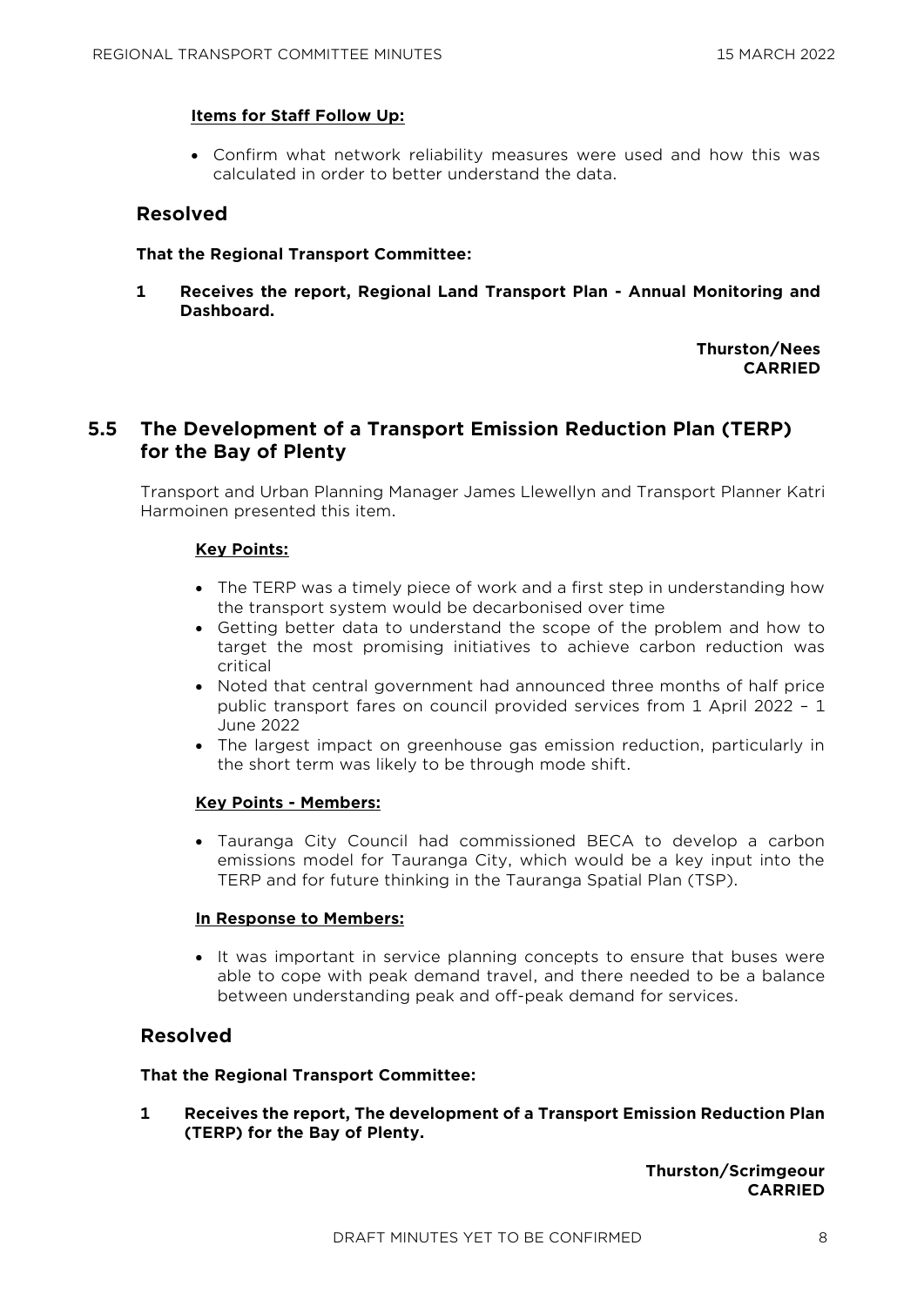#### Items for Staff Follow Up:

- Confirm what network reliability measures were used and how this was calculated in order to better understand the data.

### Resolved

**That the Regional Transport Committee:**

**1 Receives the report, Regional Land Transport Plan - Annual Monitoring and Dashboard.**

**Thurston/Nees**
**CARRIED**

## 5.5 The Development of a Transport Emission Reduction Plan (TERP) for the Bay of Plenty

Transport and Urban Planning Manager James Llewellyn and Transport Planner Katri Harmoinen presented this item.

#### Key Points:

- The TERP was a timely piece of work and a first step in understanding how the transport system would be decarbonised over time
- Getting better data to understand the scope of the problem and how to target the most promising initiatives to achieve carbon reduction was critical
- Noted that central government had announced three months of half price public transport fares on council provided services from 1 April 2022 – 1 June 2022
- The largest impact on greenhouse gas emission reduction, particularly in the short term was likely to be through mode shift.

#### Key Points - Members:

- Tauranga City Council had commissioned BECA to develop a carbon emissions model for Tauranga City, which would be a key input into the TERP and for future thinking in the Tauranga Spatial Plan (TSP).

#### In Response to Members:

- It was important in service planning concepts to ensure that buses were able to cope with peak demand travel, and there needed to be a balance between understanding peak and off-peak demand for services.

### Resolved

**That the Regional Transport Committee:**

**1 Receives the report, The development of a Transport Emission Reduction Plan (TERP) for the Bay of Plenty.**

**Thurston/Scrimgeour**
**CARRIED**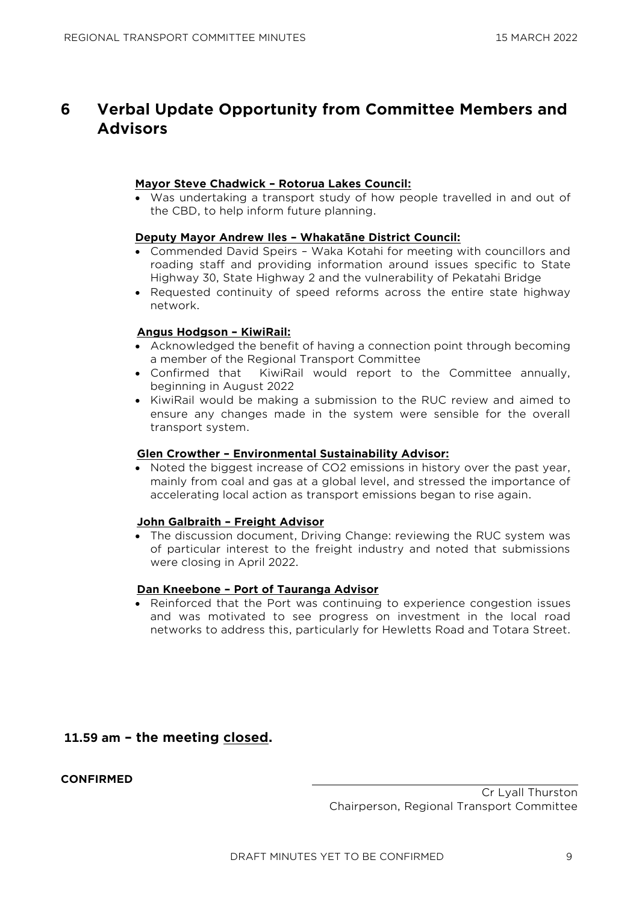# 6 Verbal Update Opportunity from Committee Members and Advisors

**Mayor Steve Chadwick – Rotorua Lakes Council:**

- Was undertaking a transport study of how people travelled in and out of the CBD, to help inform future planning.

**Deputy Mayor Andrew Iles – Whakatāne District Council:**

- Commended David Speirs – Waka Kotahi for meeting with councillors and roading staff and providing information around issues specific to State Highway 30, State Highway 2 and the vulnerability of Pekatahi Bridge
- Requested continuity of speed reforms across the entire state highway network.

**Angus Hodgson – KiwiRail:**

- Acknowledged the benefit of having a connection point through becoming a member of the Regional Transport Committee
- Confirmed that KiwiRail would report to the Committee annually, beginning in August 2022
- KiwiRail would be making a submission to the RUC review and aimed to ensure any changes made in the system were sensible for the overall transport system.

**Glen Crowther – Environmental Sustainability Advisor:**

- Noted the biggest increase of $CO_2$ emissions in history over the past year, mainly from coal and gas at a global level, and stressed the importance of accelerating local action as transport emissions began to rise again.

**John Galbraith – Freight Advisor**

- The discussion document, Driving Change: reviewing the RUC system was of particular interest to the freight industry and noted that submissions were closing in April 2022.

**Dan Kneebone – Port of Tauranga Advisor**

- Reinforced that the Port was continuing to experience congestion issues and was motivated to see progress on investment in the local road networks to address this, particularly for Hewletts Road and Totara Street.

**11.59 am – the meeting closed.**

**CONFIRMED**

Cr Lyall Thurston
Chairperson, Regional Transport Committee

DRAFT MINUTES YET TO BE CONFIRMED